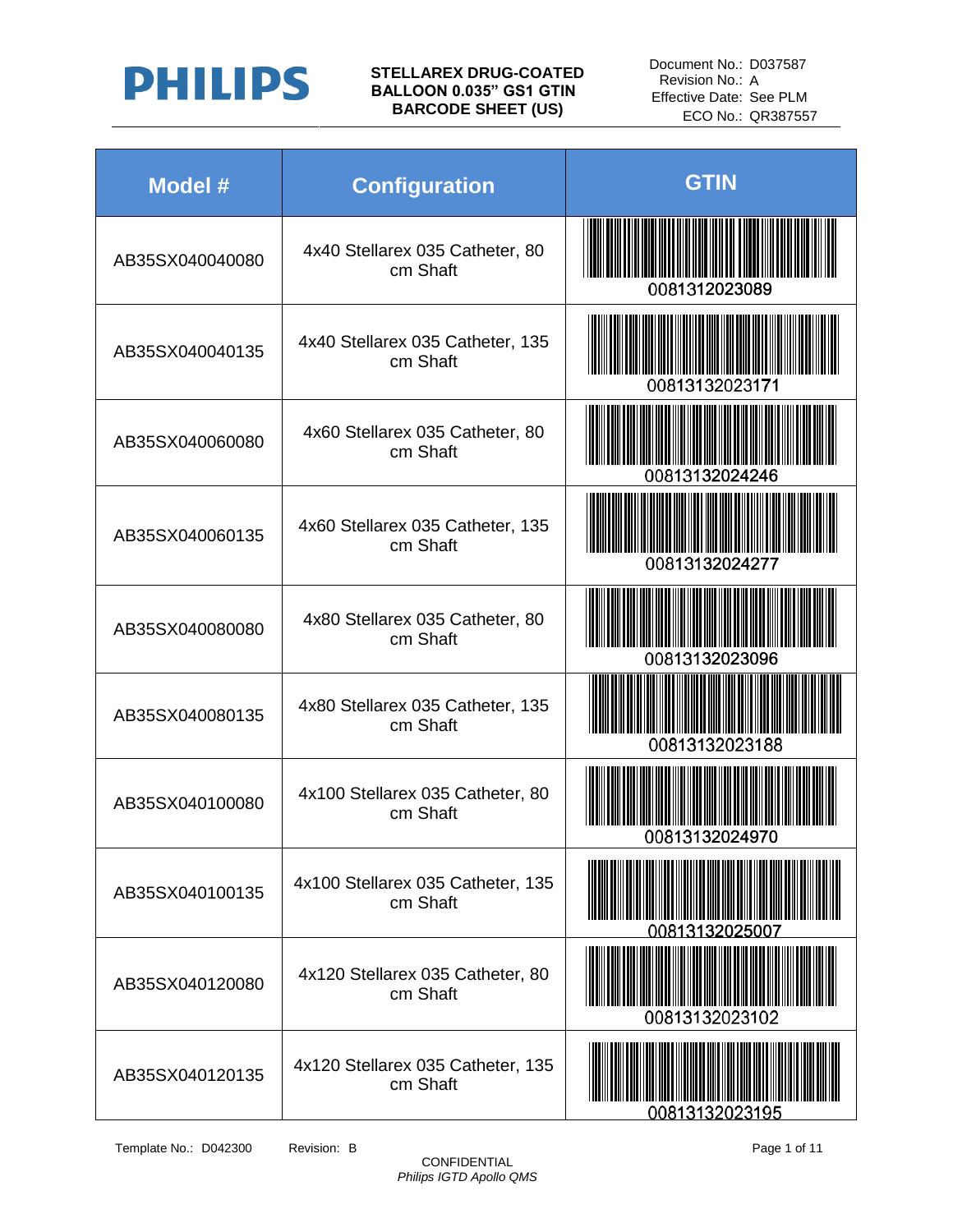**PHILIPS**

**STELLAREX DRUG-COATED BALLOON 0.035" GS1 GTIN BARCODE SHEET (US)**

Document No.: D037587
Revision No.: A
Effective Date: See PLM
ECO No.: QR387557

| Model # | Configuration | GTIN |
|---|---|---|
| AB35SX040040080 | 4x40 Stellarex 035 Catheter, 80 cm Shaft | 0081312023089 |
| AB35SX040040135 | 4x40 Stellarex 035 Catheter, 135 cm Shaft | 00813132023171 |
| AB35SX040060080 | 4x60 Stellarex 035 Catheter, 80 cm Shaft | 00813132024246 |
| AB35SX040060135 | 4x60 Stellarex 035 Catheter, 135 cm Shaft | 00813132024277 |
| AB35SX040080080 | 4x80 Stellarex 035 Catheter, 80 cm Shaft | 00813132023096 |
| AB35SX040080135 | 4x80 Stellarex 035 Catheter, 135 cm Shaft | 00813132023188 |
| AB35SX040100080 | 4x100 Stellarex 035 Catheter, 80 cm Shaft | 00813132024970 |
| AB35SX040100135 | 4x100 Stellarex 035 Catheter, 135 cm Shaft | 00813132025007 |
| AB35SX040120080 | 4x120 Stellarex 035 Catheter, 80 cm Shaft | 00813132023102 |
| AB35SX040120135 | 4x120 Stellarex 035 Catheter, 135 cm Shaft | 00813132023195 |

Template No.: D042300 Revision: B

CONFIDENTIAL
*Philips IGTD Apollo QMS*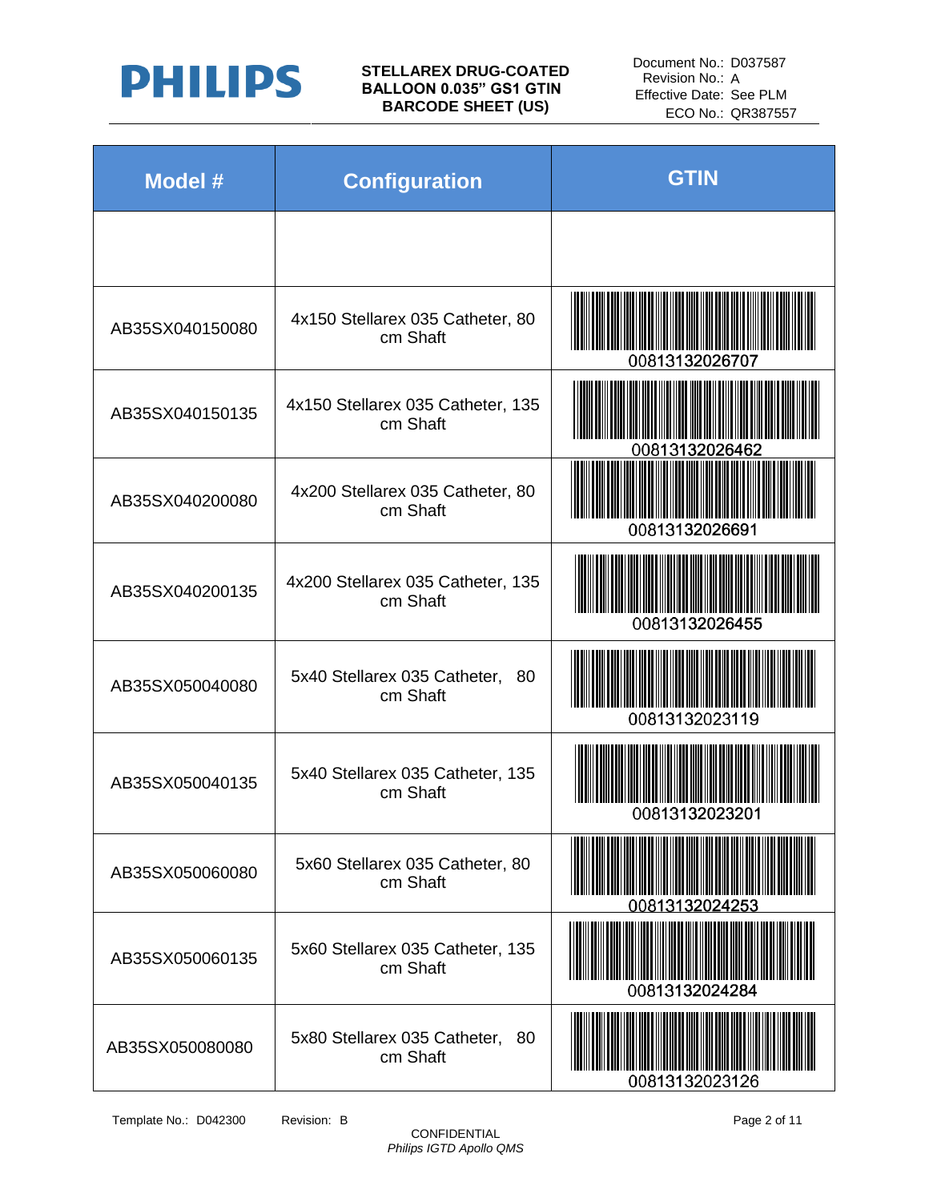| Model # | Configuration | GTIN |
|---|---|---|
| | | |
| AB35SX040150080 | 4x150 Stellarex 035 Catheter, 80 cm Shaft | 00813132026707 |
| AB35SX040150135 | 4x150 Stellarex 035 Catheter, 135 cm Shaft | 00813132026462 |
| AB35SX040200080 | 4x200 Stellarex 035 Catheter, 80 cm Shaft | 00813132026691 |
| AB35SX040200135 | 4x200 Stellarex 035 Catheter, 135 cm Shaft | 00813132026455 |
| AB35SX050040080 | 5x40 Stellarex 035 Catheter, 80 cm Shaft | 00813132023119 |
| AB35SX050040135 | 5x40 Stellarex 035 Catheter, 135 cm Shaft | 00813132023201 |
| AB35SX050060080 | 5x60 Stellarex 035 Catheter, 80 cm Shaft | 00813132024253 |
| AB35SX050060135 | 5x60 Stellarex 035 Catheter, 135 cm Shaft | 00813132024284 |
| AB35SX050080080 | 5x80 Stellarex 035 Catheter, 80 cm Shaft | 00813132023126 |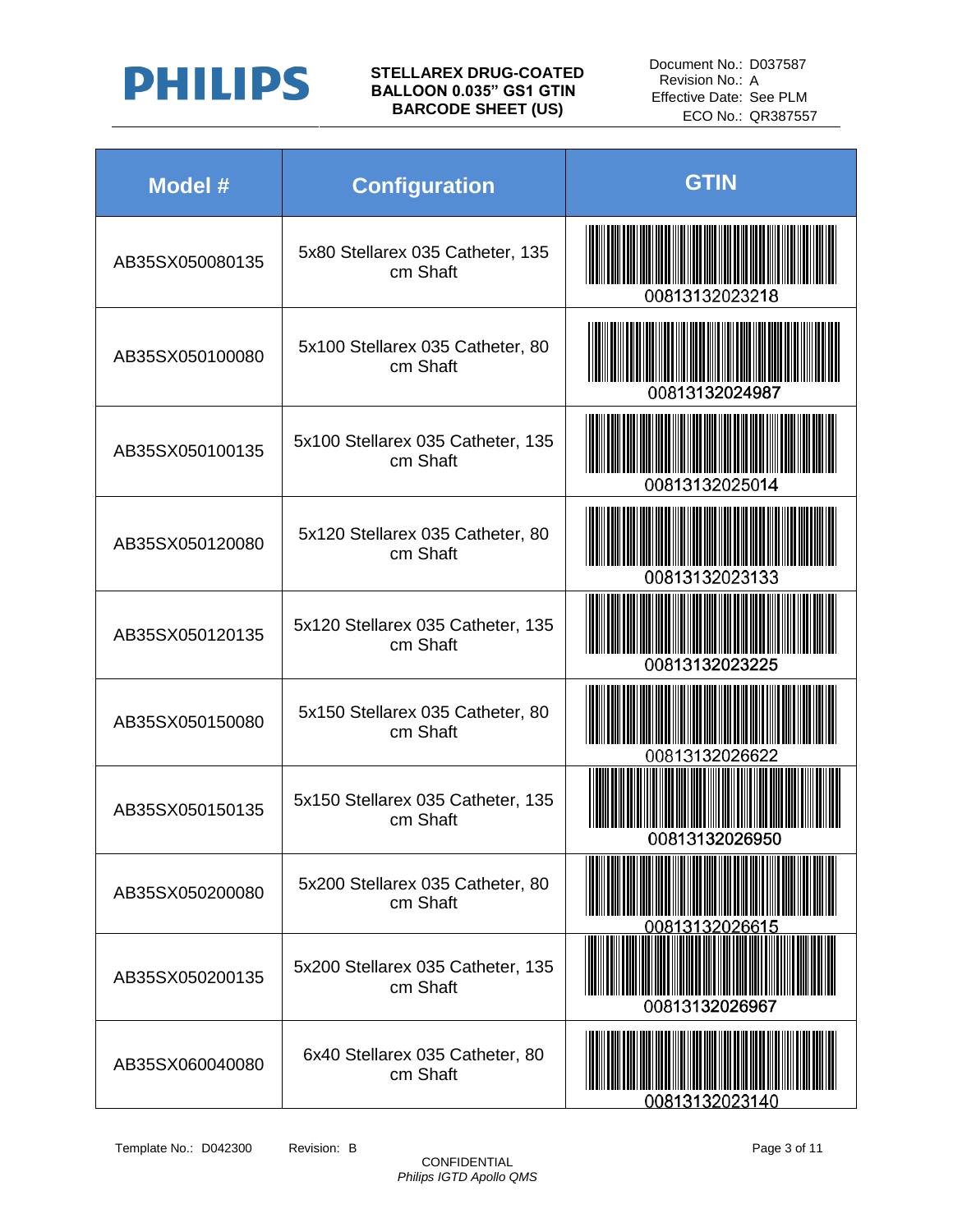| Model # | Configuration | GTIN |
|---|---|---|
| AB35SX050080135 | 5x80 Stellarex 035 Catheter, 135 cm Shaft | 00813132023218 |
| AB35SX050100080 | 5x100 Stellarex 035 Catheter, 80 cm Shaft | 00813132024987 |
| AB35SX050100135 | 5x100 Stellarex 035 Catheter, 135 cm Shaft | 00813132025014 |
| AB35SX050120080 | 5x120 Stellarex 035 Catheter, 80 cm Shaft | 00813132023133 |
| AB35SX050120135 | 5x120 Stellarex 035 Catheter, 135 cm Shaft | 00813132023225 |
| AB35SX050150080 | 5x150 Stellarex 035 Catheter, 80 cm Shaft | 00813132026622 |
| AB35SX050150135 | 5x150 Stellarex 035 Catheter, 135 cm Shaft | 00813132026950 |
| AB35SX050200080 | 5x200 Stellarex 035 Catheter, 80 cm Shaft | 00813132026615 |
| AB35SX050200135 | 5x200 Stellarex 035 Catheter, 135 cm Shaft | 00813132026967 |
| AB35SX060040080 | 6x40 Stellarex 035 Catheter, 80 cm Shaft | 00813132023140 |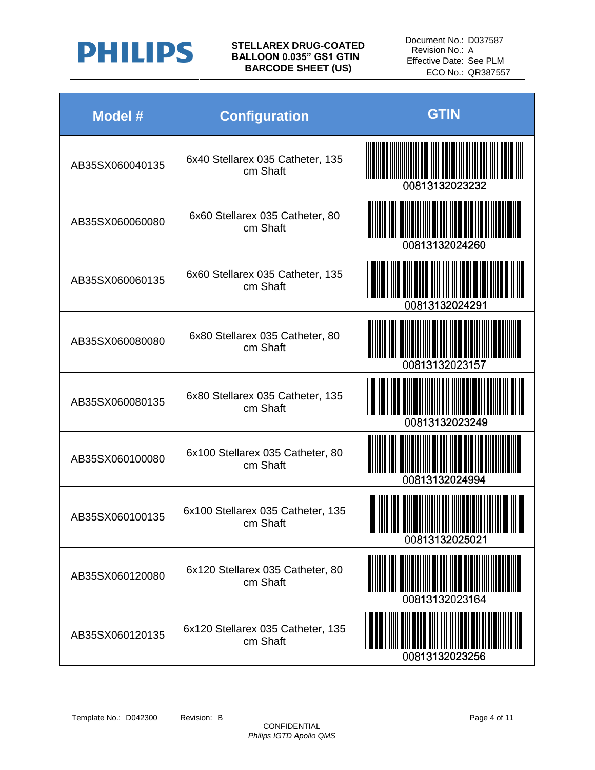| Model # | Configuration | GTIN |
|---|---|---|
| AB35SX060040135 | 6x40 Stellarex 035 Catheter, 135 cm Shaft | 00813132023232 |
| AB35SX060060080 | 6x60 Stellarex 035 Catheter, 80 cm Shaft | 00813132024260 |
| AB35SX060060135 | 6x60 Stellarex 035 Catheter, 135 cm Shaft | 00813132024291 |
| AB35SX060080080 | 6x80 Stellarex 035 Catheter, 80 cm Shaft | 00813132023157 |
| AB35SX060080135 | 6x80 Stellarex 035 Catheter, 135 cm Shaft | 00813132023249 |
| AB35SX060100080 | 6x100 Stellarex 035 Catheter, 80 cm Shaft | 00813132024994 |
| AB35SX060100135 | 6x100 Stellarex 035 Catheter, 135 cm Shaft | 00813132025021 |
| AB35SX060120080 | 6x120 Stellarex 035 Catheter, 80 cm Shaft | 00813132023164 |
| AB35SX060120135 | 6x120 Stellarex 035 Catheter, 135 cm Shaft | 00813132023256 |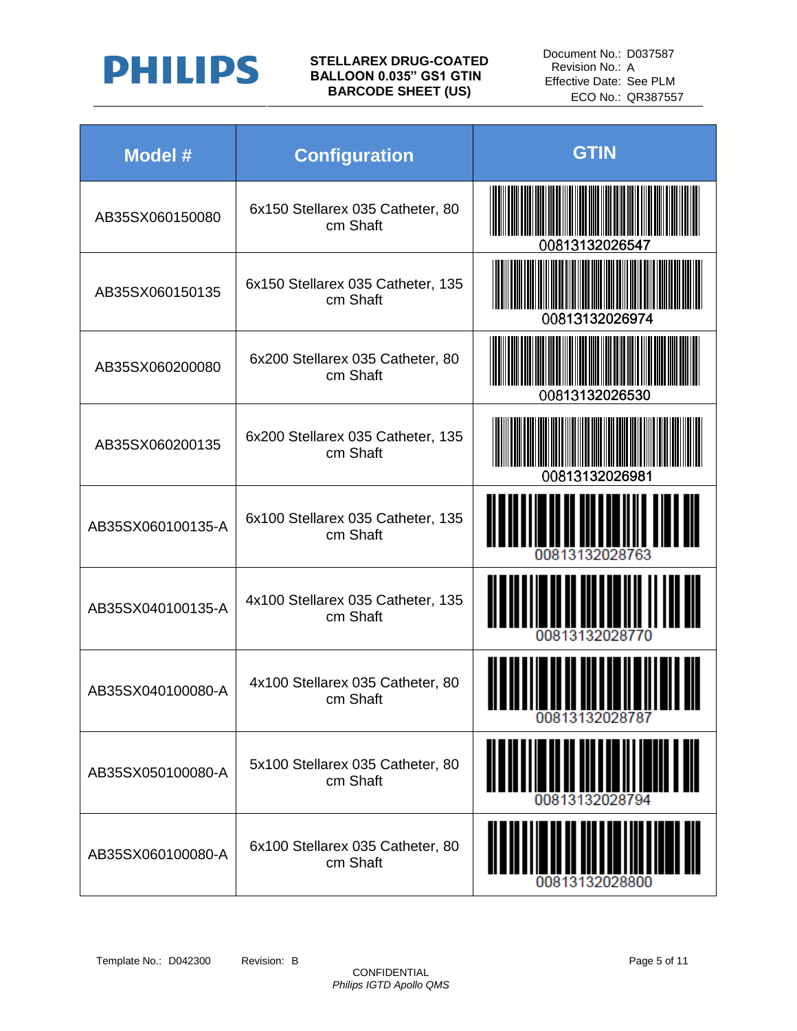| Model # | Configuration | GTIN |
|---|---|---|
| AB35SX060150080 | 6x150 Stellarex 035 Catheter, 80 cm Shaft | 00813132026547 |
| AB35SX060150135 | 6x150 Stellarex 035 Catheter, 135 cm Shaft | 00813132026974 |
| AB35SX060200080 | 6x200 Stellarex 035 Catheter, 80 cm Shaft | 00813132026530 |
| AB35SX060200135 | 6x200 Stellarex 035 Catheter, 135 cm Shaft | 00813132026981 |
| AB35SX060100135-A | 6x100 Stellarex 035 Catheter, 135 cm Shaft | 00813132028763 |
| AB35SX040100135-A | 4x100 Stellarex 035 Catheter, 135 cm Shaft | 00813132028770 |
| AB35SX040100080-A | 4x100 Stellarex 035 Catheter, 80 cm Shaft | 00813132028787 |
| AB35SX050100080-A | 5x100 Stellarex 035 Catheter, 80 cm Shaft | 00813132028794 |
| AB35SX060100080-A | 6x100 Stellarex 035 Catheter, 80 cm Shaft | 00813132028800 |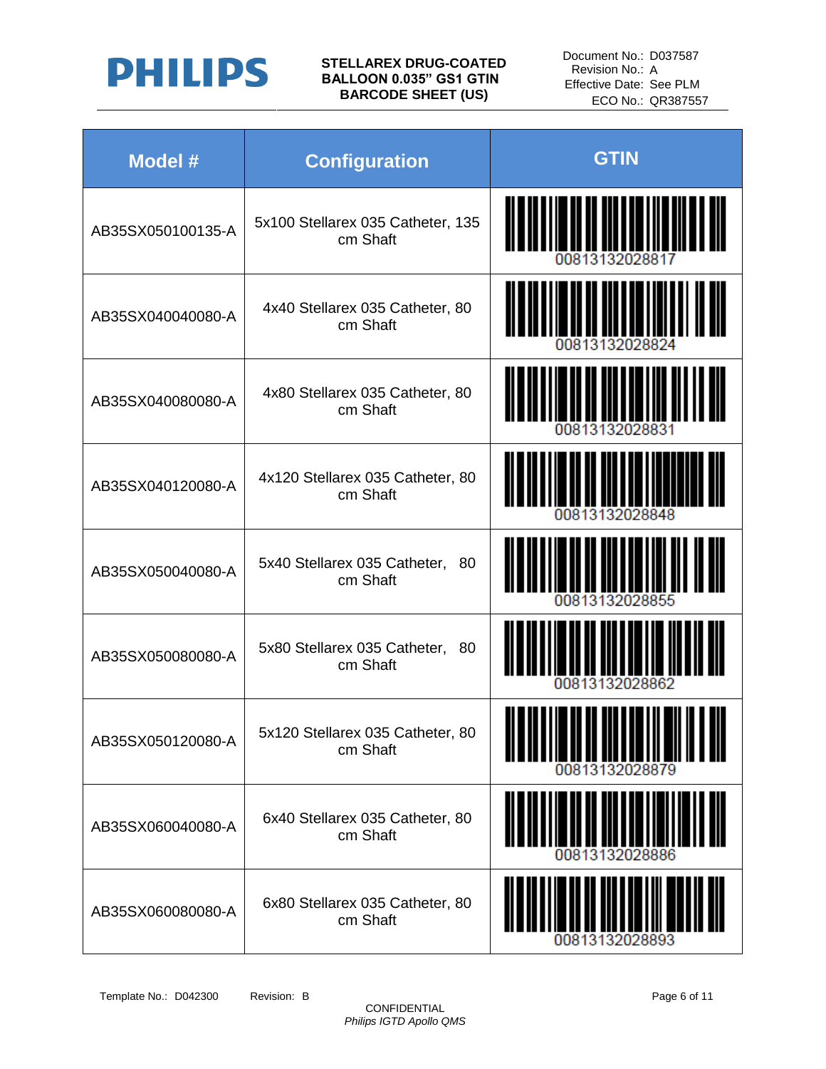| Model # | Configuration | GTIN |
|---|---|---|
| AB35SX050100135-A | 5x100 Stellarex 035 Catheter, 135 cm Shaft | 00813132028817 |
| AB35SX040040080-A | 4x40 Stellarex 035 Catheter, 80 cm Shaft | 00813132028824 |
| AB35SX040080080-A | 4x80 Stellarex 035 Catheter, 80 cm Shaft | 00813132028831 |
| AB35SX040120080-A | 4x120 Stellarex 035 Catheter, 80 cm Shaft | 00813132028848 |
| AB35SX050040080-A | 5x40 Stellarex 035 Catheter, 80 cm Shaft | 00813132028855 |
| AB35SX050080080-A | 5x80 Stellarex 035 Catheter, 80 cm Shaft | 00813132028862 |
| AB35SX050120080-A | 5x120 Stellarex 035 Catheter, 80 cm Shaft | 00813132028879 |
| AB35SX060040080-A | 6x40 Stellarex 035 Catheter, 80 cm Shaft | 00813132028886 |
| AB35SX060080080-A | 6x80 Stellarex 035 Catheter, 80 cm Shaft | 00813132028893 |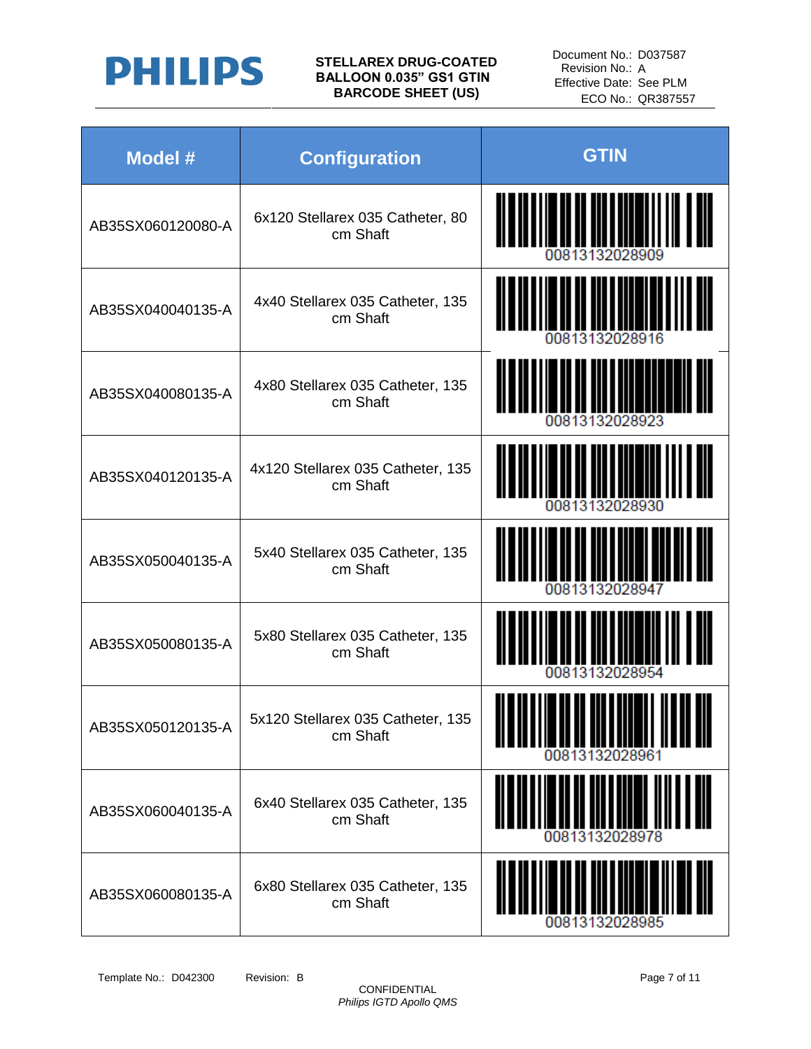| Model # | Configuration | GTIN |
|---|---|---|
| AB35SX060120080-A | 6x120 Stellarex 035 Catheter, 80 cm Shaft | 00813132028909 |
| AB35SX040040135-A | 4x40 Stellarex 035 Catheter, 135 cm Shaft | 00813132028916 |
| AB35SX040080135-A | 4x80 Stellarex 035 Catheter, 135 cm Shaft | 00813132028923 |
| AB35SX040120135-A | 4x120 Stellarex 035 Catheter, 135 cm Shaft | 00813132028930 |
| AB35SX050040135-A | 5x40 Stellarex 035 Catheter, 135 cm Shaft | 00813132028947 |
| AB35SX050080135-A | 5x80 Stellarex 035 Catheter, 135 cm Shaft | 00813132028954 |
| AB35SX050120135-A | 5x120 Stellarex 035 Catheter, 135 cm Shaft | 00813132028961 |
| AB35SX060040135-A | 6x40 Stellarex 035 Catheter, 135 cm Shaft | 00813132028978 |
| AB35SX060080135-A | 6x80 Stellarex 035 Catheter, 135 cm Shaft | 00813132028985 |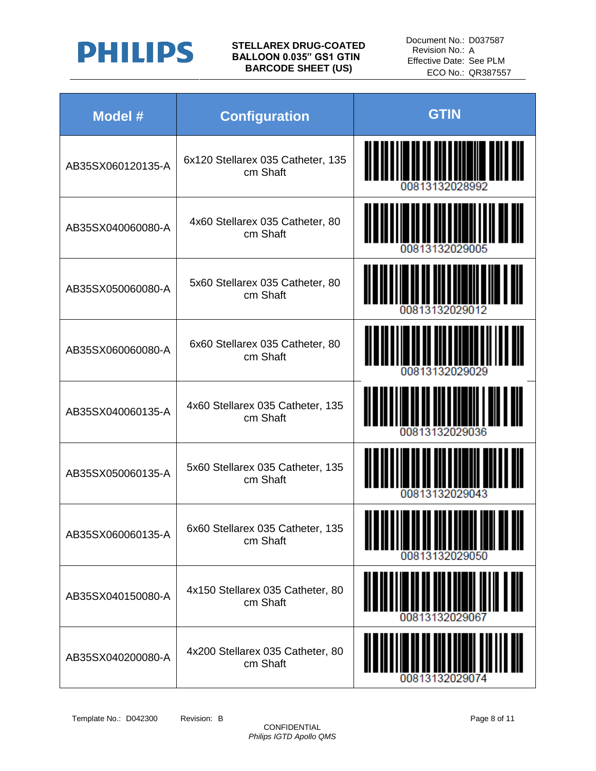| Model # | Configuration | GTIN |
| --- | --- | --- |
| AB35SX060120135-A | 6x120 Stellarex 035 Catheter, 135 cm Shaft | 00813132028992 |
| AB35SX040060080-A | 4x60 Stellarex 035 Catheter, 80 cm Shaft | 00813132029005 |
| AB35SX050060080-A | 5x60 Stellarex 035 Catheter, 80 cm Shaft | 00813132029012 |
| AB35SX060060080-A | 6x60 Stellarex 035 Catheter, 80 cm Shaft | 00813132029029 |
| AB35SX040060135-A | 4x60 Stellarex 035 Catheter, 135 cm Shaft | 00813132029036 |
| AB35SX050060135-A | 5x60 Stellarex 035 Catheter, 135 cm Shaft | 00813132029043 |
| AB35SX060060135-A | 6x60 Stellarex 035 Catheter, 135 cm Shaft | 00813132029050 |
| AB35SX040150080-A | 4x150 Stellarex 035 Catheter, 80 cm Shaft | 00813132029067 |
| AB35SX040200080-A | 4x200 Stellarex 035 Catheter, 80 cm Shaft | 00813132029074 |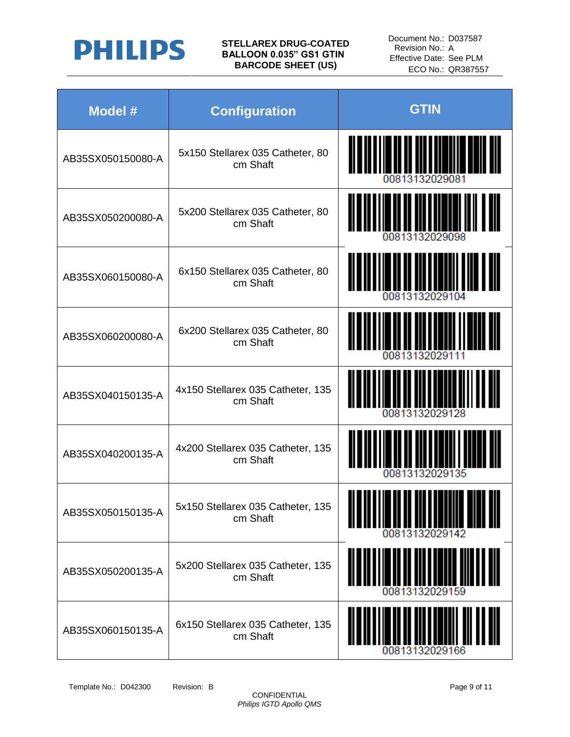| Model # | Configuration | GTIN |
|---|---|---|
| AB35SX050150080-A | 5x150 Stellarex 035 Catheter, 80 cm Shaft | 00813132029081 |
| AB35SX050200080-A | 5x200 Stellarex 035 Catheter, 80 cm Shaft | 00813132029098 |
| AB35SX060150080-A | 6x150 Stellarex 035 Catheter, 80 cm Shaft | 00813132029104 |
| AB35SX060200080-A | 6x200 Stellarex 035 Catheter, 80 cm Shaft | 00813132029111 |
| AB35SX040150135-A | 4x150 Stellarex 035 Catheter, 135 cm Shaft | 00813132029128 |
| AB35SX040200135-A | 4x200 Stellarex 035 Catheter, 135 cm Shaft | 00813132029135 |
| AB35SX050150135-A | 5x150 Stellarex 035 Catheter, 135 cm Shaft | 00813132029142 |
| AB35SX050200135-A | 5x200 Stellarex 035 Catheter, 135 cm Shaft | 00813132029159 |
| AB35SX060150135-A | 6x150 Stellarex 035 Catheter, 135 cm Shaft | 00813132029166 |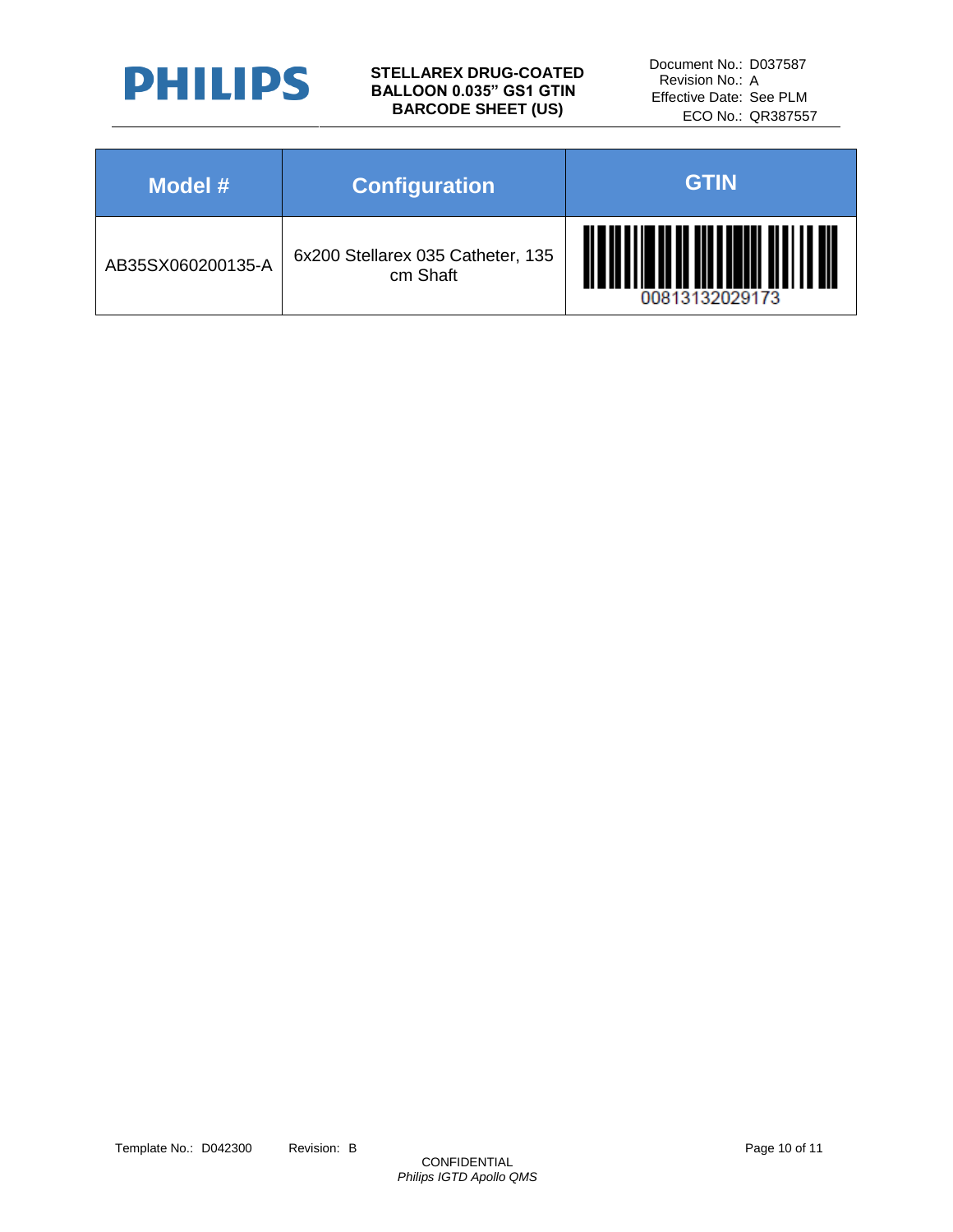| Model # | Configuration | GTIN |
| --- | --- | --- |
| AB35SX060200135-A | 6x200 Stellarex 035 Catheter, 135 cm Shaft | 00813132029173 |